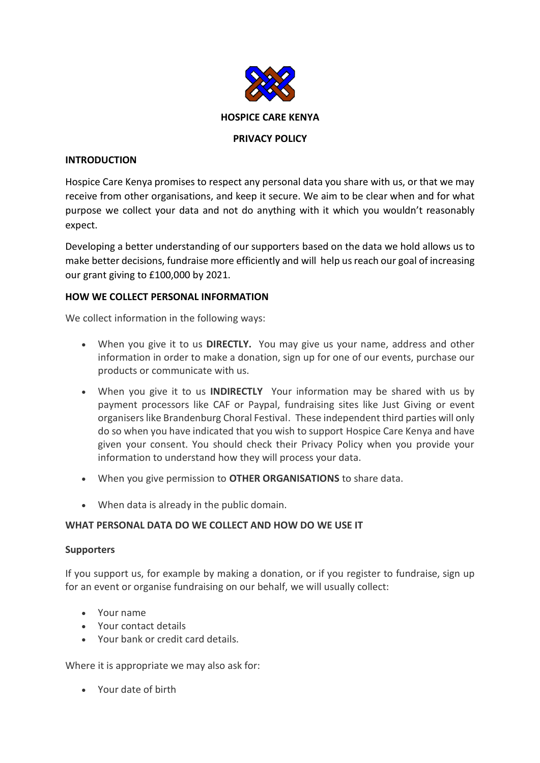# HOSPICE CARE KENYA

## PRIVACY POLICY

### INTRODUCTION

Hospice Care Kenya promises to respect any personal data you share with us, or that we may receive from other organisations, and keep it secure. We aim to be clear when and for what purpose we collect your data and not do anything with it which you wouldn't reasonably expect.

Developing a better understanding of our supporters based on the data we hold allows us to make better decisions, fundraise more efficiently and will help us reach our goal of increasing our grant giving to £100,000 by 2021.

### HOW WE COLLECT PERSONAL INFORMATION

We collect information in the following ways:

- When you give it to us **DIRECTLY.** You may give us your name, address and other information in order to make a donation, sign up for one of our events, purchase our products or communicate with us.
- When you give it to us **INDIRECTLY** Your information may be shared with us by payment processors like CAF or Paypal, fundraising sites like Just Giving or event organisers like Brandenburg Choral Festival. These independent third parties will only do so when you have indicated that you wish to support Hospice Care Kenya and have given your consent. You should check their Privacy Policy when you provide your information to understand how they will process your data.
- When you give permission to **OTHER ORGANISATIONS** to share data.
- When data is already in the public domain.

### WHAT PERSONAL DATA DO WE COLLECT AND HOW DO WE USE IT

#### Supporters

If you support us, for example by making a donation, or if you register to fundraise, sign up for an event or organise fundraising on our behalf, we will usually collect:

- Your name
- Your contact details
- Your bank or credit card details.

Where it is appropriate we may also ask for:

- Your date of birth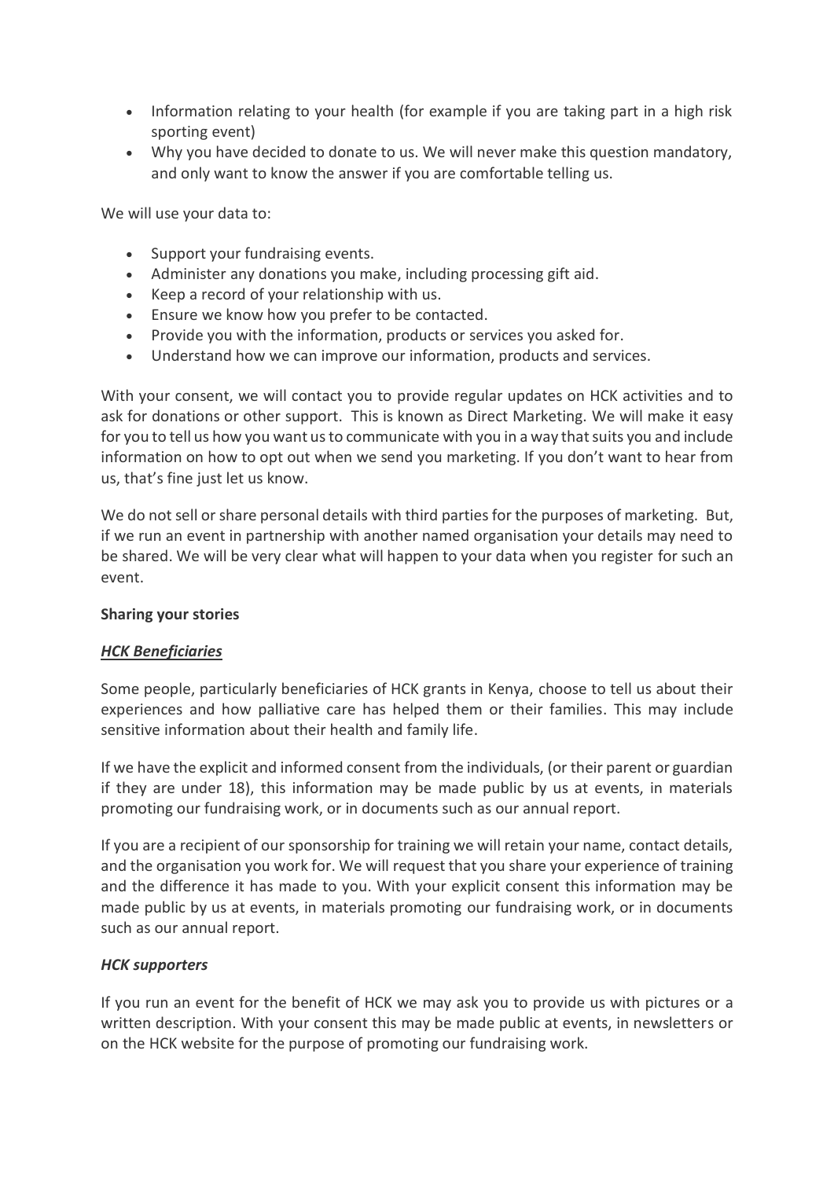- Information relating to your health (for example if you are taking part in a high risk sporting event)
- Why you have decided to donate to us. We will never make this question mandatory, and only want to know the answer if you are comfortable telling us.

We will use your data to:

- Support your fundraising events.
- Administer any donations you make, including processing gift aid.
- Keep a record of your relationship with us.
- Ensure we know how you prefer to be contacted.
- Provide you with the information, products or services you asked for.
- Understand how we can improve our information, products and services.

With your consent, we will contact you to provide regular updates on HCK activities and to ask for donations or other support. This is known as Direct Marketing. We will make it easy for you to tell us how you want us to communicate with you in a way that suits you and include information on how to opt out when we send you marketing. If you don't want to hear from us, that's fine just let us know.

We do not sell or share personal details with third parties for the purposes of marketing. But, if we run an event in partnership with another named organisation your details may need to be shared. We will be very clear what will happen to your data when you register for such an event.

**Sharing your stories**

***<u>HCK Beneficiaries</u>***

Some people, particularly beneficiaries of HCK grants in Kenya, choose to tell us about their experiences and how palliative care has helped them or their families. This may include sensitive information about their health and family life.

If we have the explicit and informed consent from the individuals, (or their parent or guardian if they are under 18), this information may be made public by us at events, in materials promoting our fundraising work, or in documents such as our annual report.

If you are a recipient of our sponsorship for training we will retain your name, contact details, and the organisation you work for. We will request that you share your experience of training and the difference it has made to you. With your explicit consent this information may be made public by us at events, in materials promoting our fundraising work, or in documents such as our annual report.

***HCK supporters***

If you run an event for the benefit of HCK we may ask you to provide us with pictures or a written description. With your consent this may be made public at events, in newsletters or on the HCK website for the purpose of promoting our fundraising work.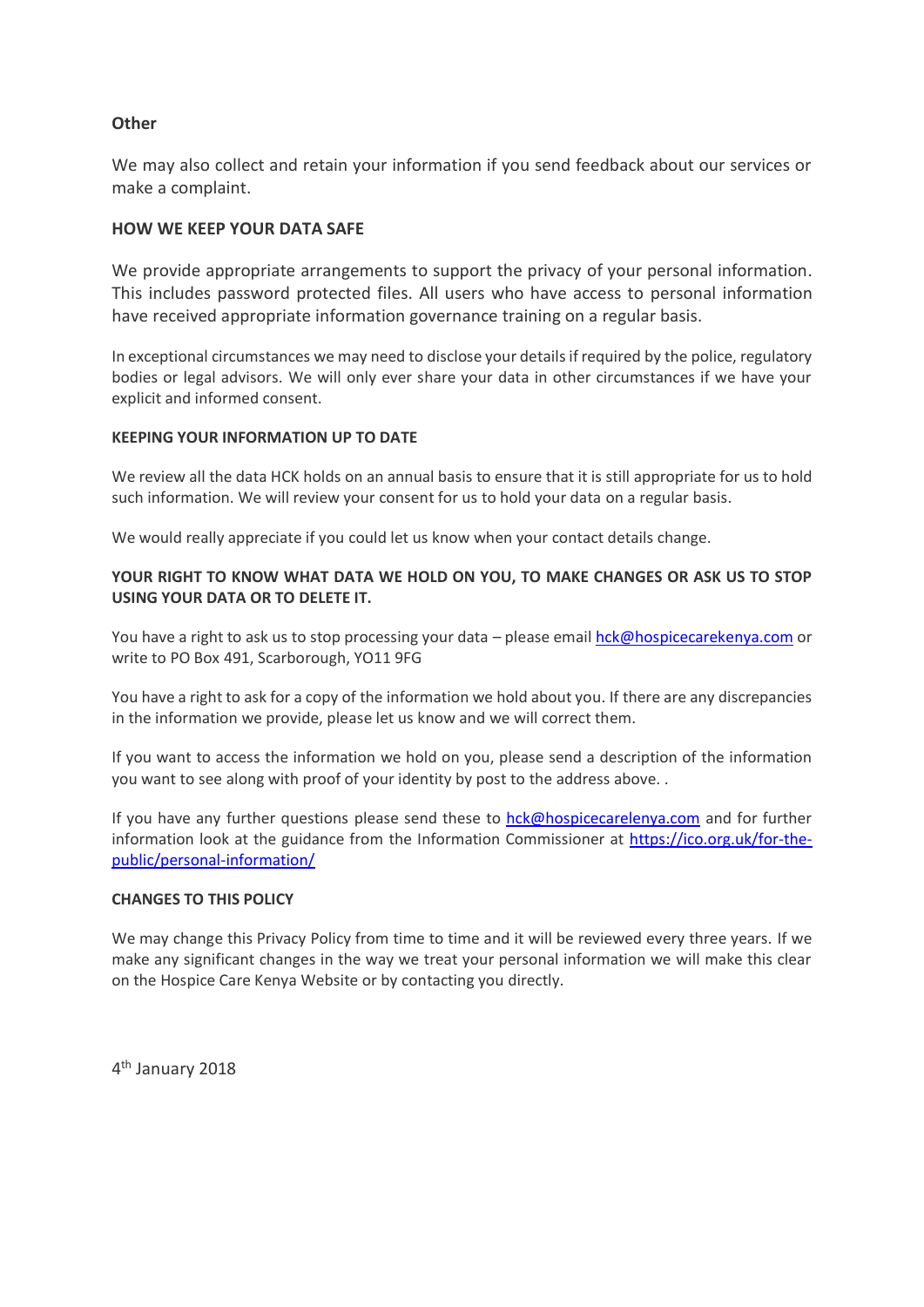**Other**

We may also collect and retain your information if you send feedback about our services or make a complaint.

**HOW WE KEEP YOUR DATA SAFE**

We provide appropriate arrangements to support the privacy of your personal information. This includes password protected files. All users who have access to personal information have received appropriate information governance training on a regular basis.

In exceptional circumstances we may need to disclose your details if required by the police, regulatory bodies or legal advisors. We will only ever share your data in other circumstances if we have your explicit and informed consent.

**KEEPING YOUR INFORMATION UP TO DATE**

We review all the data HCK holds on an annual basis to ensure that it is still appropriate for us to hold such information. We will review your consent for us to hold your data on a regular basis.

We would really appreciate if you could let us know when your contact details change.

**YOUR RIGHT TO KNOW WHAT DATA WE HOLD ON YOU, TO MAKE CHANGES OR ASK US TO STOP USING YOUR DATA OR TO DELETE IT.**

You have a right to ask us to stop processing your data – please email [hck@hospicecarekenya.com](mailto:hck@hospicecarekenya.com) or write to PO Box 491, Scarborough, YO11 9FG

You have a right to ask for a copy of the information we hold about you. If there are any discrepancies in the information we provide, please let us know and we will correct them.

If you want to access the information we hold on you, please send a description of the information you want to see along with proof of your identity by post to the address above. .

If you have any further questions please send these to [hck@hospicecarelenya.com](mailto:hck@hospicecarelenya.com) and for further information look at the guidance from the Information Commissioner at [https://ico.org.uk/for-the-public/personal-information/](https://ico.org.uk/for-the-public/personal-information/)

**CHANGES TO THIS POLICY**

We may change this Privacy Policy from time to time and it will be reviewed every three years. If we make any significant changes in the way we treat your personal information we will make this clear on the Hospice Care Kenya Website or by contacting you directly.

4th January 2018